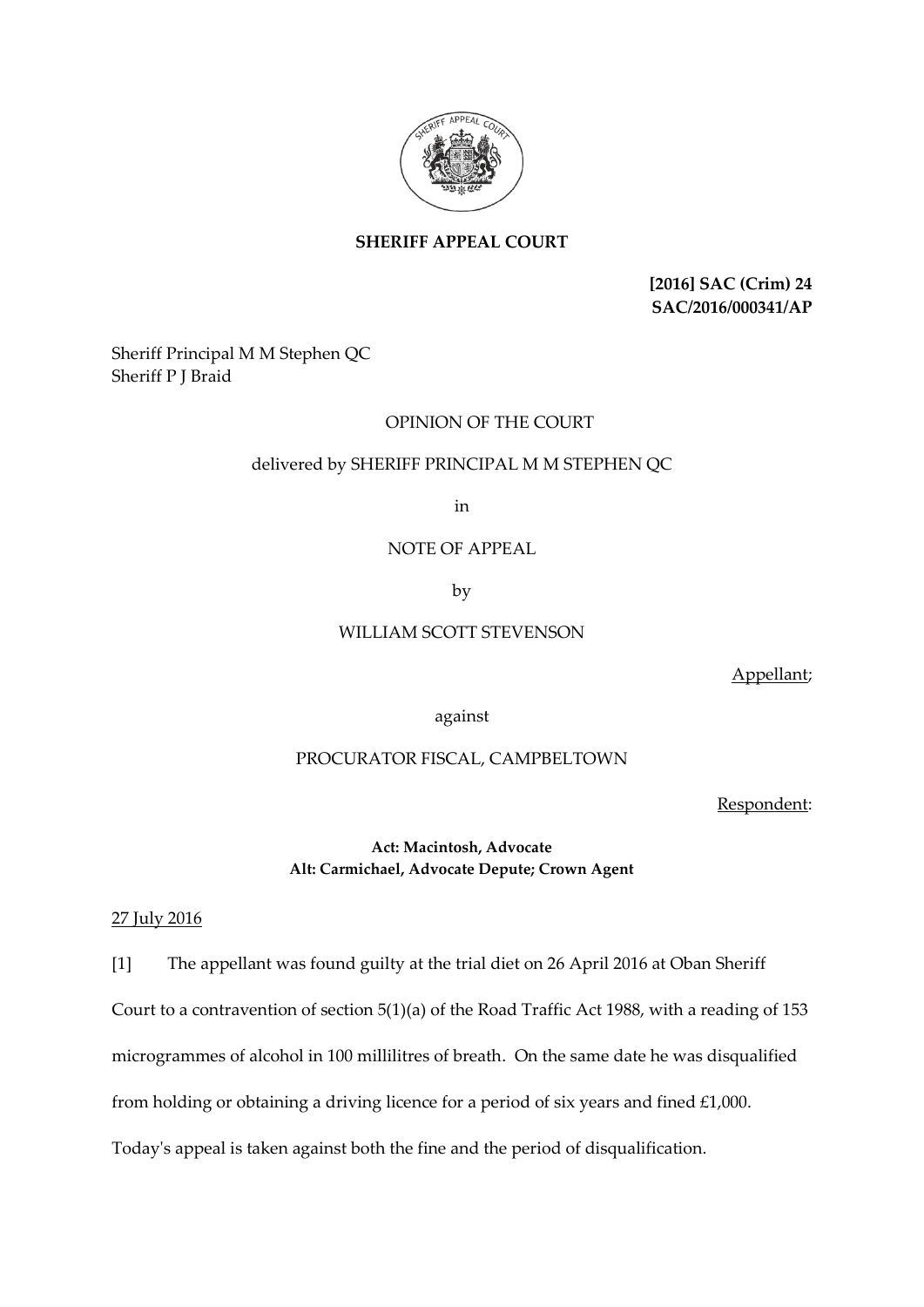**SHERIFF APPEAL COURT**

**[2016] SAC (Crim) 24**
**SAC/2016/000341/AP**

Sheriff Principal M M Stephen QC
Sheriff P J Braid

OPINION OF THE COURT

delivered by SHERIFF PRINCIPAL M M STEPHEN QC

in

NOTE OF APPEAL

by

WILLIAM SCOTT STEVENSON

Appellant;

against

PROCURATOR FISCAL, CAMPBELTOWN

Respondent:

**Act: Macintosh, Advocate**
**Alt: Carmichael, Advocate Depute; Crown Agent**

27 July 2016

[1] The appellant was found guilty at the trial diet on 26 April 2016 at Oban Sheriff Court to a contravention of section 5(1)(a) of the Road Traffic Act 1988, with a reading of 153 microgrammes of alcohol in 100 millilitres of breath. On the same date he was disqualified from holding or obtaining a driving licence for a period of six years and fined £1,000. Today's appeal is taken against both the fine and the period of disqualification.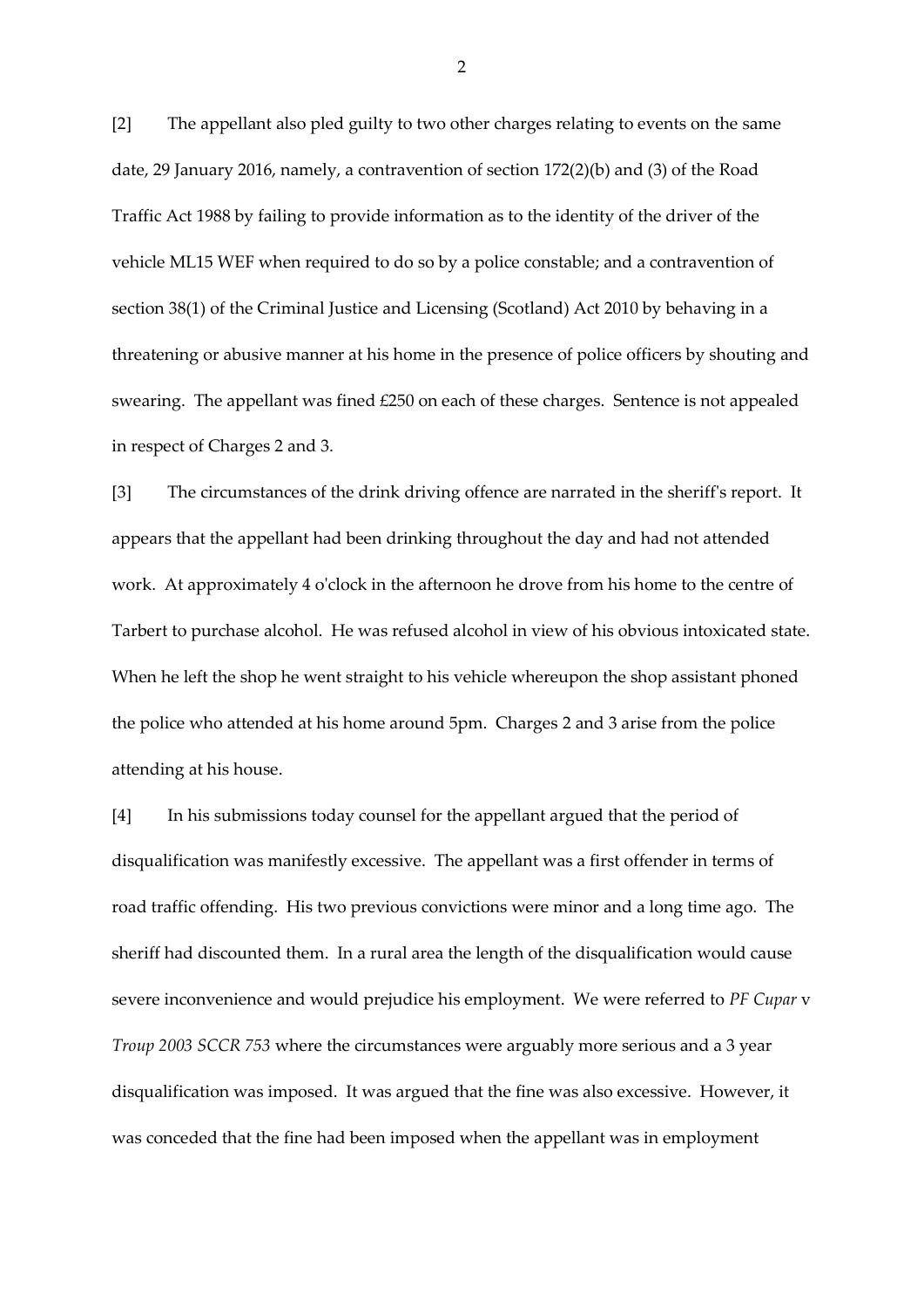[2] The appellant also pled guilty to two other charges relating to events on the same date, 29 January 2016, namely, a contravention of section 172(2)(b) and (3) of the Road Traffic Act 1988 by failing to provide information as to the identity of the driver of the vehicle ML15 WEF when required to do so by a police constable; and a contravention of section 38(1) of the Criminal Justice and Licensing (Scotland) Act 2010 by behaving in a threatening or abusive manner at his home in the presence of police officers by shouting and swearing. The appellant was fined £250 on each of these charges. Sentence is not appealed in respect of Charges 2 and 3.

[3] The circumstances of the drink driving offence are narrated in the sheriff's report. It appears that the appellant had been drinking throughout the day and had not attended work. At approximately 4 o'clock in the afternoon he drove from his home to the centre of Tarbert to purchase alcohol. He was refused alcohol in view of his obvious intoxicated state. When he left the shop he went straight to his vehicle whereupon the shop assistant phoned the police who attended at his home around 5pm. Charges 2 and 3 arise from the police attending at his house.

[4] In his submissions today counsel for the appellant argued that the period of disqualification was manifestly excessive. The appellant was a first offender in terms of road traffic offending. His two previous convictions were minor and a long time ago. The sheriff had discounted them. In a rural area the length of the disqualification would cause severe inconvenience and would prejudice his employment. We were referred to *PF Cupar* v *Troup 2003 SCCR 753* where the circumstances were arguably more serious and a 3 year disqualification was imposed. It was argued that the fine was also excessive. However, it was conceded that the fine had been imposed when the appellant was in employment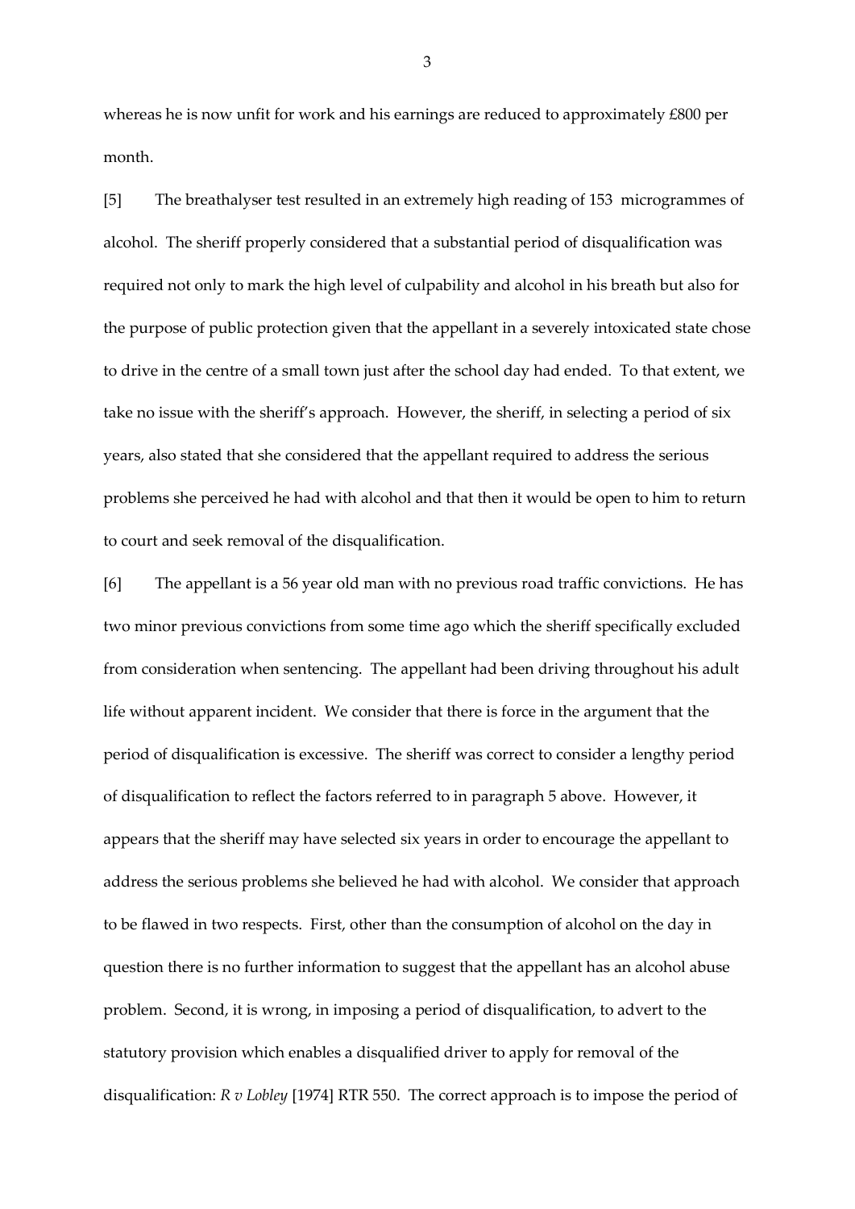whereas he is now unfit for work and his earnings are reduced to approximately £800 per month.

[5] The breathalyser test resulted in an extremely high reading of 153 microgrammes of alcohol. The sheriff properly considered that a substantial period of disqualification was required not only to mark the high level of culpability and alcohol in his breath but also for the purpose of public protection given that the appellant in a severely intoxicated state chose to drive in the centre of a small town just after the school day had ended. To that extent, we take no issue with the sheriff's approach. However, the sheriff, in selecting a period of six years, also stated that she considered that the appellant required to address the serious problems she perceived he had with alcohol and that then it would be open to him to return to court and seek removal of the disqualification.

[6] The appellant is a 56 year old man with no previous road traffic convictions. He has two minor previous convictions from some time ago which the sheriff specifically excluded from consideration when sentencing. The appellant had been driving throughout his adult life without apparent incident. We consider that there is force in the argument that the period of disqualification is excessive. The sheriff was correct to consider a lengthy period of disqualification to reflect the factors referred to in paragraph 5 above. However, it appears that the sheriff may have selected six years in order to encourage the appellant to address the serious problems she believed he had with alcohol. We consider that approach to be flawed in two respects. First, other than the consumption of alcohol on the day in question there is no further information to suggest that the appellant has an alcohol abuse problem. Second, it is wrong, in imposing a period of disqualification, to advert to the statutory provision which enables a disqualified driver to apply for removal of the disqualification: *R v Lobley* [1974] RTR 550. The correct approach is to impose the period of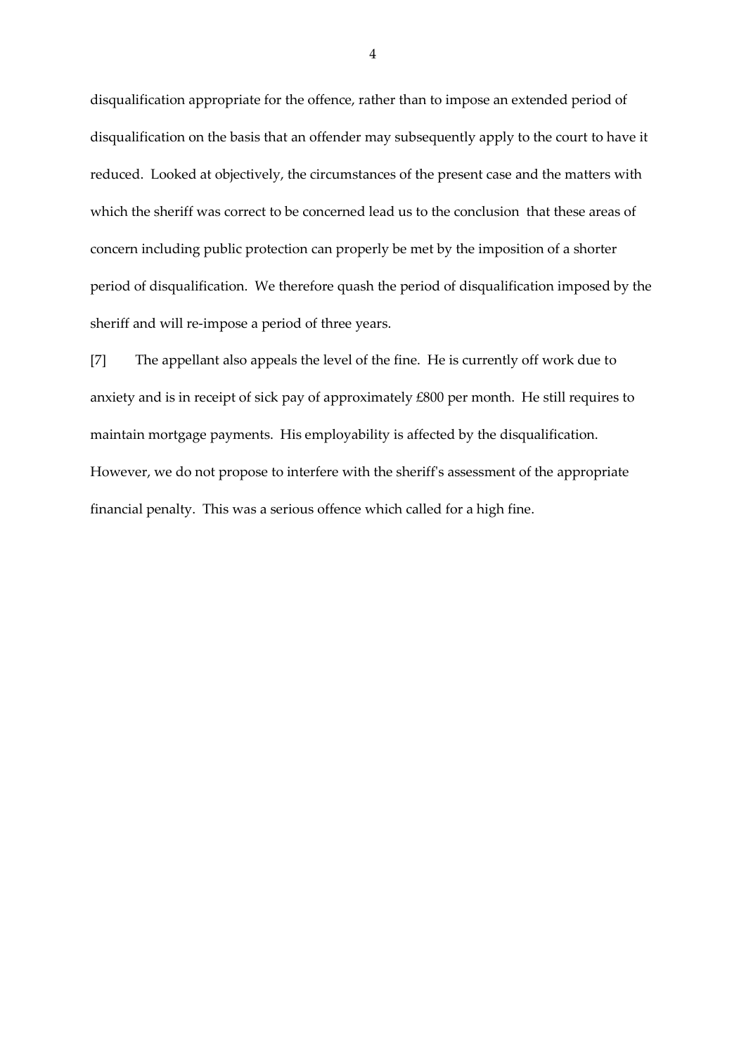disqualification appropriate for the offence, rather than to impose an extended period of disqualification on the basis that an offender may subsequently apply to the court to have it reduced. Looked at objectively, the circumstances of the present case and the matters with which the sheriff was correct to be concerned lead us to the conclusion that these areas of concern including public protection can properly be met by the imposition of a shorter period of disqualification. We therefore quash the period of disqualification imposed by the sheriff and will re-impose a period of three years.

[7] The appellant also appeals the level of the fine. He is currently off work due to anxiety and is in receipt of sick pay of approximately £800 per month. He still requires to maintain mortgage payments. His employability is affected by the disqualification. However, we do not propose to interfere with the sheriff's assessment of the appropriate financial penalty. This was a serious offence which called for a high fine.